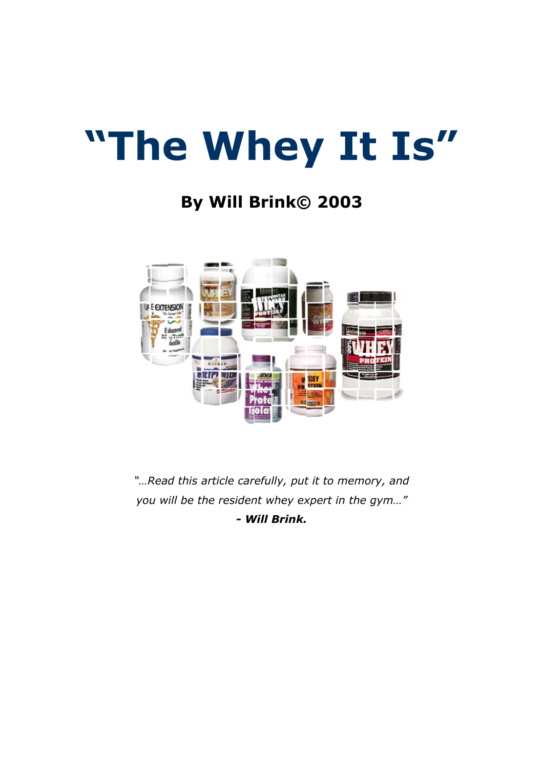# "The Whey It Is"

## By Will Brink© 2003

*"…Read this article carefully, put it to memory, and you will be the resident whey expert in the gym…"*
***- Will Brink.***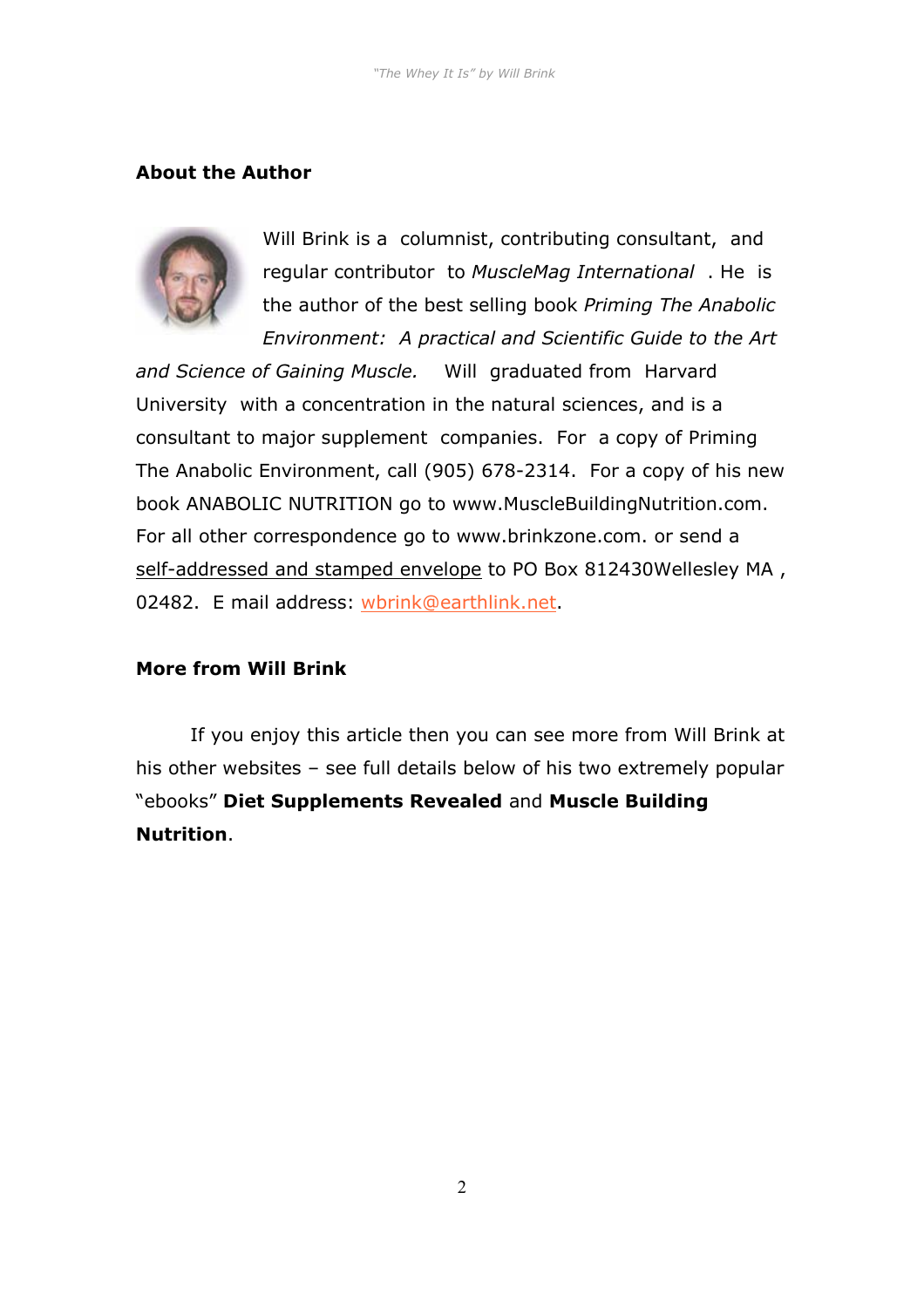## About the Author

Will Brink is a columnist, contributing consultant, and regular contributor to *MuscleMag International* . He is the author of the best selling book *Priming The Anabolic Environment: A practical and Scientific Guide to the Art and Science of Gaining Muscle.* Will graduated from Harvard University with a concentration in the natural sciences, and is a consultant to major supplement companies. For a copy of Priming The Anabolic Environment, call (905) 678-2314. For a copy of his new book ANABOLIC NUTRITION go to www.MuscleBuildingNutrition.com. For all other correspondence go to www.brinkzone.com. or send a self-addressed and stamped envelope to PO Box 812430Wellesley MA , 02482. E mail address: wbrink@earthlink.net.

## More from Will Brink

If you enjoy this article then you can see more from Will Brink at his other websites – see full details below of his two extremely popular "ebooks" **Diet Supplements Revealed** and **Muscle Building Nutrition**.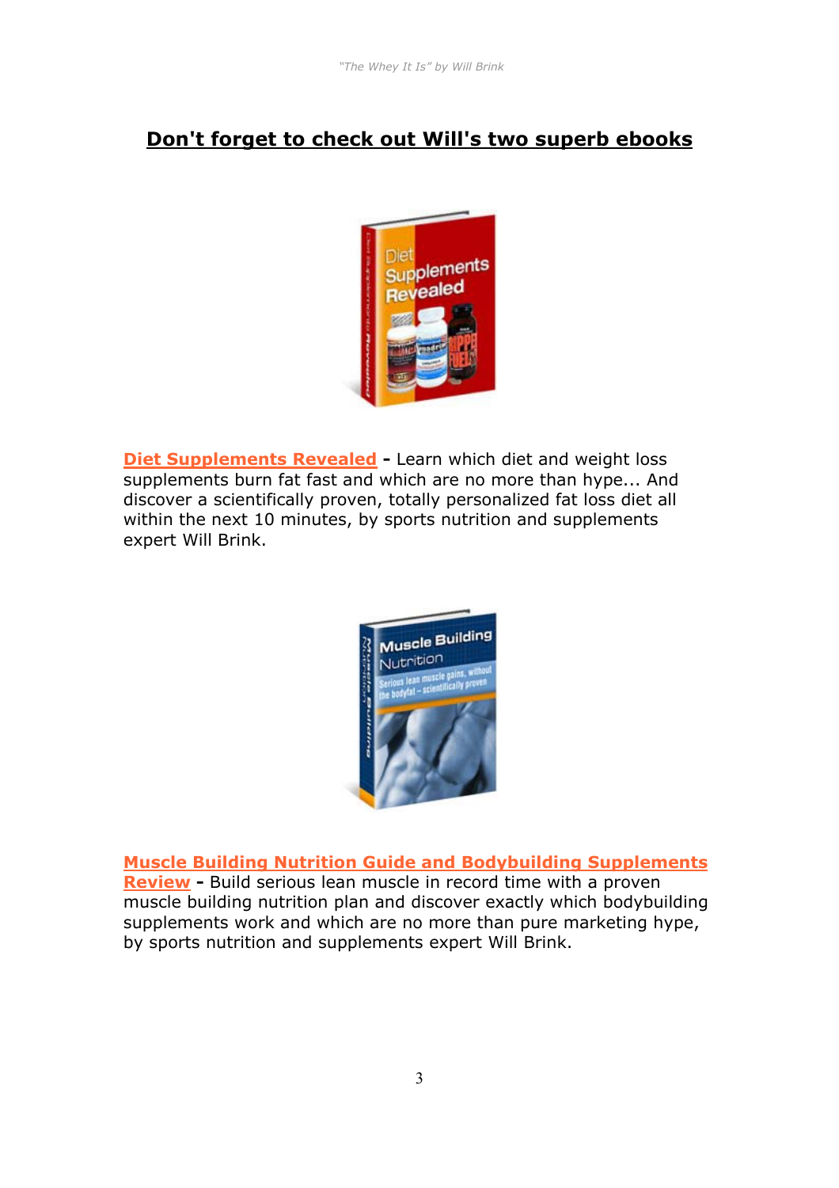## Don't forget to check out Will's two superb ebooks

**Diet Supplements Revealed** **-** Learn which diet and weight loss supplements burn fat fast and which are no more than hype... And discover a scientifically proven, totally personalized fat loss diet all within the next 10 minutes, by sports nutrition and supplements expert Will Brink.

**Muscle Building Nutrition Guide and Bodybuilding Supplements Review** **-** Build serious lean muscle in record time with a proven muscle building nutrition plan and discover exactly which bodybuilding supplements work and which are no more than pure marketing hype, by sports nutrition and supplements expert Will Brink.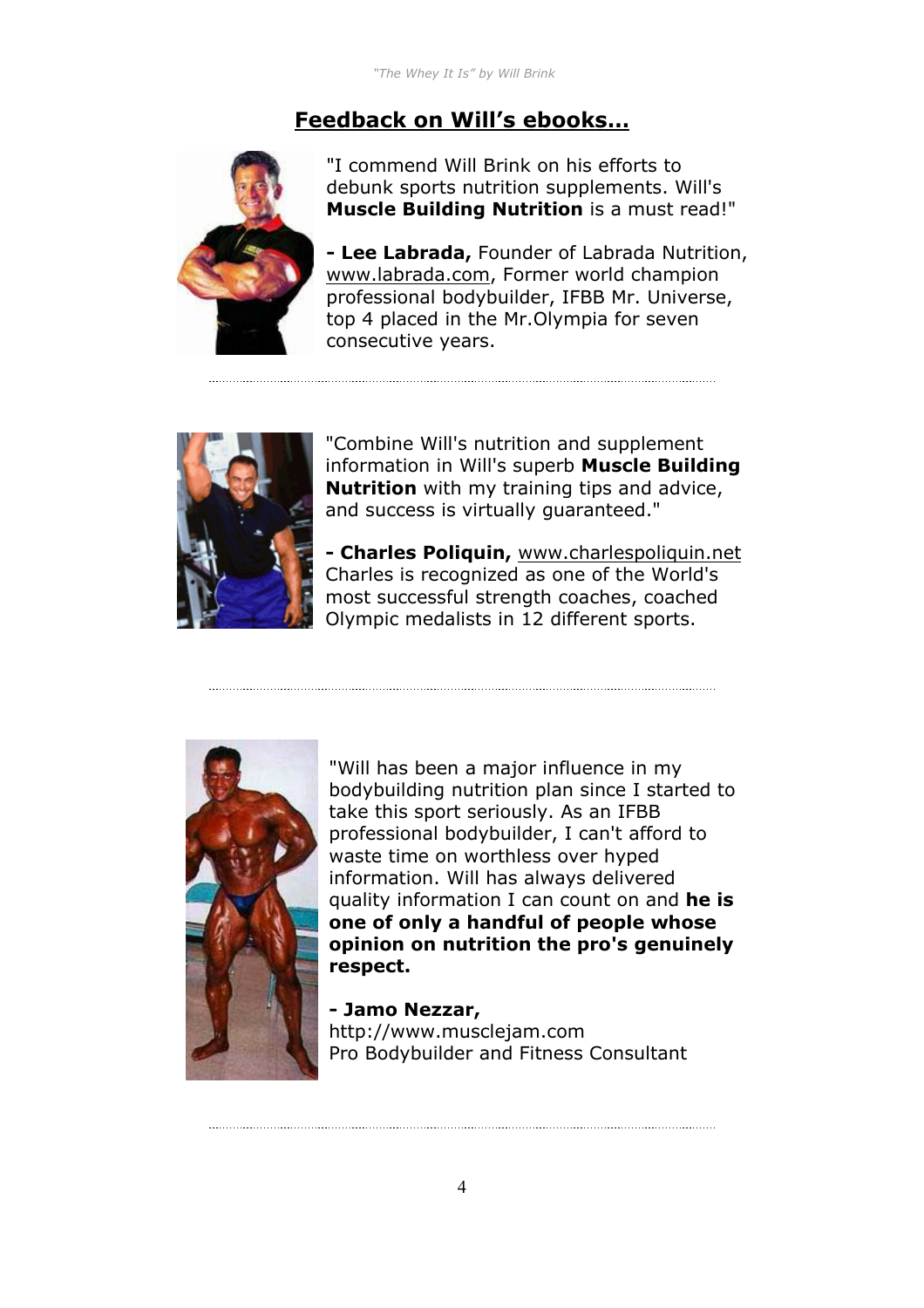## Feedback on Will's ebooks...

"I commend Will Brink on his efforts to debunk sports nutrition supplements. Will's **Muscle Building Nutrition** is a must read!"

**- Lee Labrada,** Founder of Labrada Nutrition, www.labrada.com, Former world champion professional bodybuilder, IFBB Mr. Universe, top 4 placed in the Mr.Olympia for seven consecutive years.

---

"Combine Will's nutrition and supplement information in Will's superb **Muscle Building Nutrition** with my training tips and advice, and success is virtually guaranteed."

**- Charles Poliquin,** www.charlespoliquin.net Charles is recognized as one of the World's most successful strength coaches, coached Olympic medalists in 12 different sports.

---

"Will has been a major influence in my bodybuilding nutrition plan since I started to take this sport seriously. As an IFBB professional bodybuilder, I can't afford to waste time on worthless over hyped information. Will has always delivered quality information I can count on and **he is one of only a handful of people whose opinion on nutrition the pro's genuinely respect.**

**- Jamo Nezzar,**
http://www.musclejam.com
Pro Bodybuilder and Fitness Consultant

---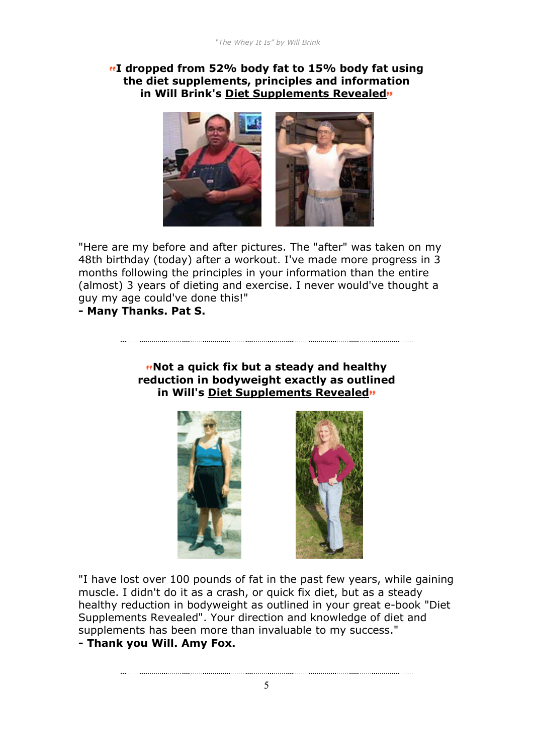**"I dropped from 52% body fat to 15% body fat using the diet supplements, principles and information in Will Brink's Diet Supplements Revealed"**

"Here are my before and after pictures. The "after" was taken on my 48th birthday (today) after a workout. I've made more progress in 3 months following the principles in your information than the entire (almost) 3 years of dieting and exercise. I never would've thought a guy my age could've done this!"

**- Many Thanks. Pat S.**

---

**"Not a quick fix but a steady and healthy reduction in bodyweight exactly as outlined in Will's Diet Supplements Revealed"**

"I have lost over 100 pounds of fat in the past few years, while gaining muscle. I didn't do it as a crash, or quick fix diet, but as a steady healthy reduction in bodyweight as outlined in your great e-book "Diet Supplements Revealed". Your direction and knowledge of diet and supplements has been more than invaluable to my success."

**- Thank you Will. Amy Fox.**

---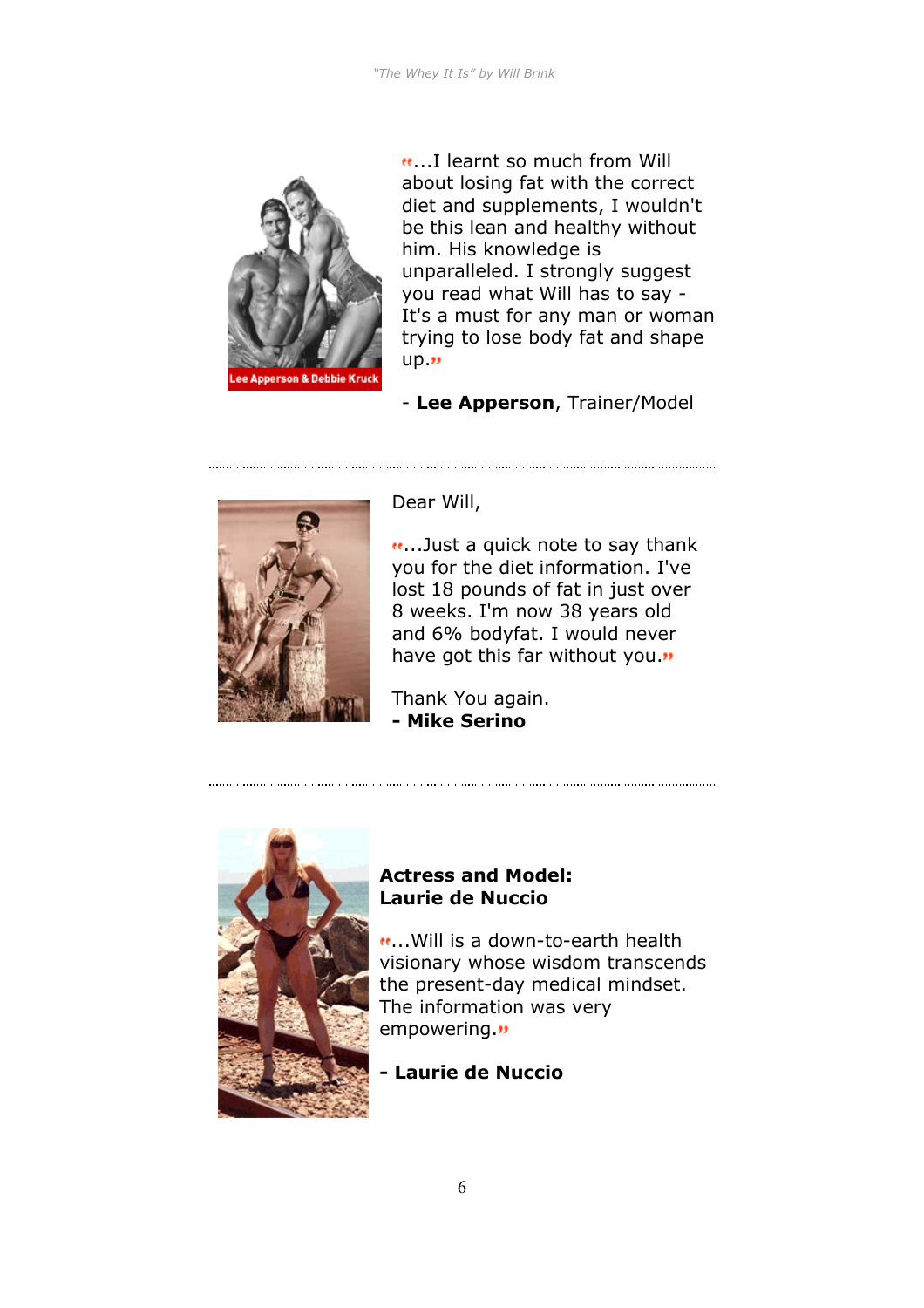"...I learnt so much from Will about losing fat with the correct diet and supplements, I wouldn't be this lean and healthy without him. His knowledge is unparalleled. I strongly suggest you read what Will has to say - It's a must for any man or woman trying to lose body fat and shape up."

- **Lee Apperson**, Trainer/Model

---

Dear Will,

"...Just a quick note to say thank you for the diet information. I've lost 18 pounds of fat in just over 8 weeks. I'm now 38 years old and 6% bodyfat. I would never have got this far without you."

Thank You again.
**- Mike Serino**

---

**Actress and Model: Laurie de Nuccio**

"...Will is a down-to-earth health visionary whose wisdom transcends the present-day medical mindset. The information was very empowering."

**- Laurie de Nuccio**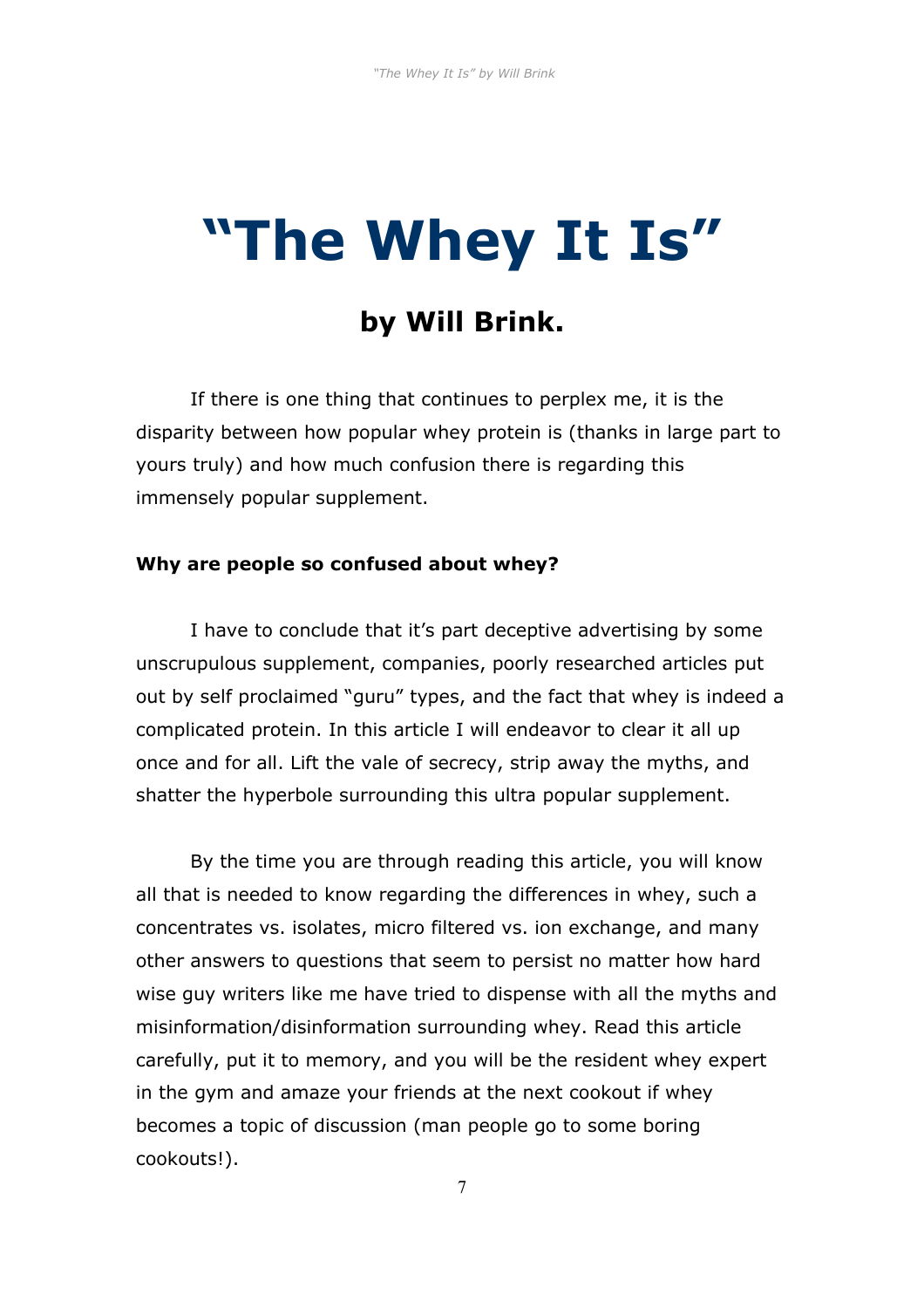# "The Whey It Is"

## by Will Brink.

If there is one thing that continues to perplex me, it is the disparity between how popular whey protein is (thanks in large part to yours truly) and how much confusion there is regarding this immensely popular supplement.

**Why are people so confused about whey?**

I have to conclude that it's part deceptive advertising by some unscrupulous supplement, companies, poorly researched articles put out by self proclaimed "guru" types, and the fact that whey is indeed a complicated protein. In this article I will endeavor to clear it all up once and for all. Lift the vale of secrecy, strip away the myths, and shatter the hyperbole surrounding this ultra popular supplement.

By the time you are through reading this article, you will know all that is needed to know regarding the differences in whey, such a concentrates vs. isolates, micro filtered vs. ion exchange, and many other answers to questions that seem to persist no matter how hard wise guy writers like me have tried to dispense with all the myths and misinformation/disinformation surrounding whey. Read this article carefully, put it to memory, and you will be the resident whey expert in the gym and amaze your friends at the next cookout if whey becomes a topic of discussion (man people go to some boring cookouts!).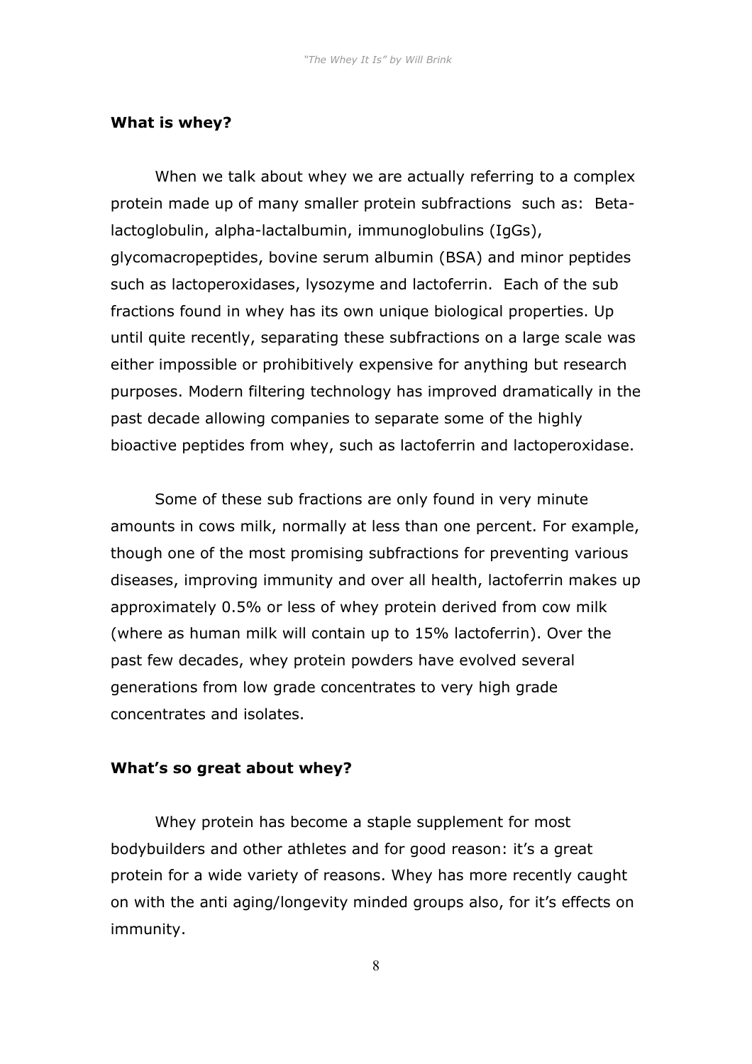**What is whey?**

When we talk about whey we are actually referring to a complex protein made up of many smaller protein subfractions such as: Beta-lactoglobulin, alpha-lactalbumin, immunoglobulins (IgGs), glycomacropeptides, bovine serum albumin (BSA) and minor peptides such as lactoperoxidases, lysozyme and lactoferrin. Each of the sub fractions found in whey has its own unique biological properties. Up until quite recently, separating these subfractions on a large scale was either impossible or prohibitively expensive for anything but research purposes. Modern filtering technology has improved dramatically in the past decade allowing companies to separate some of the highly bioactive peptides from whey, such as lactoferrin and lactoperoxidase.

Some of these sub fractions are only found in very minute amounts in cows milk, normally at less than one percent. For example, though one of the most promising subfractions for preventing various diseases, improving immunity and over all health, lactoferrin makes up approximately 0.5% or less of whey protein derived from cow milk (where as human milk will contain up to 15% lactoferrin). Over the past few decades, whey protein powders have evolved several generations from low grade concentrates to very high grade concentrates and isolates.

**What's so great about whey?**

Whey protein has become a staple supplement for most bodybuilders and other athletes and for good reason: it's a great protein for a wide variety of reasons. Whey has more recently caught on with the anti aging/longevity minded groups also, for it's effects on immunity.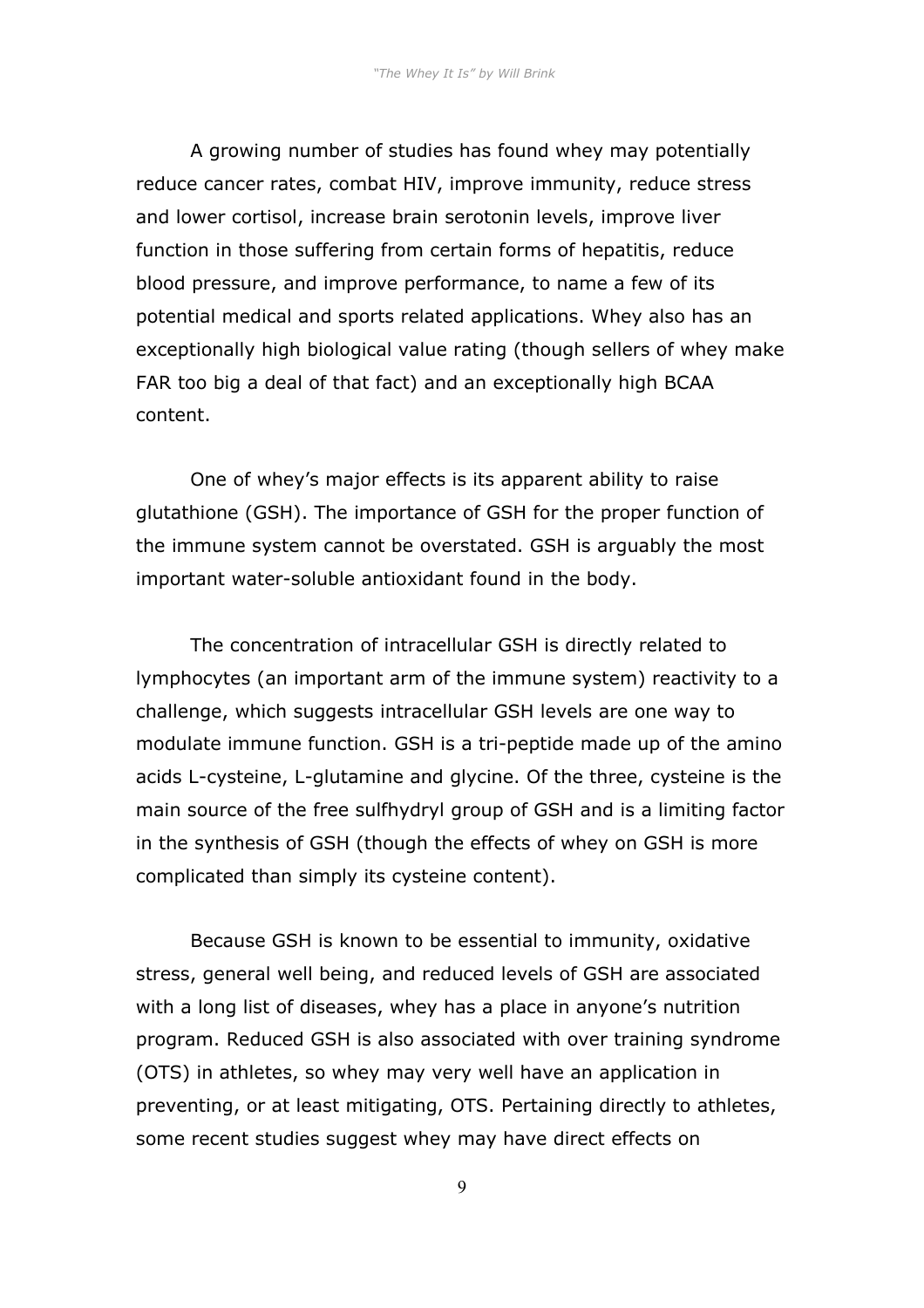A growing number of studies has found whey may potentially reduce cancer rates, combat HIV, improve immunity, reduce stress and lower cortisol, increase brain serotonin levels, improve liver function in those suffering from certain forms of hepatitis, reduce blood pressure, and improve performance, to name a few of its potential medical and sports related applications. Whey also has an exceptionally high biological value rating (though sellers of whey make FAR too big a deal of that fact) and an exceptionally high BCAA content.

One of whey's major effects is its apparent ability to raise glutathione (GSH). The importance of GSH for the proper function of the immune system cannot be overstated. GSH is arguably the most important water-soluble antioxidant found in the body.

The concentration of intracellular GSH is directly related to lymphocytes (an important arm of the immune system) reactivity to a challenge, which suggests intracellular GSH levels are one way to modulate immune function. GSH is a tri-peptide made up of the amino acids L-cysteine, L-glutamine and glycine. Of the three, cysteine is the main source of the free sulfhydryl group of GSH and is a limiting factor in the synthesis of GSH (though the effects of whey on GSH is more complicated than simply its cysteine content).

Because GSH is known to be essential to immunity, oxidative stress, general well being, and reduced levels of GSH are associated with a long list of diseases, whey has a place in anyone's nutrition program. Reduced GSH is also associated with over training syndrome (OTS) in athletes, so whey may very well have an application in preventing, or at least mitigating, OTS. Pertaining directly to athletes, some recent studies suggest whey may have direct effects on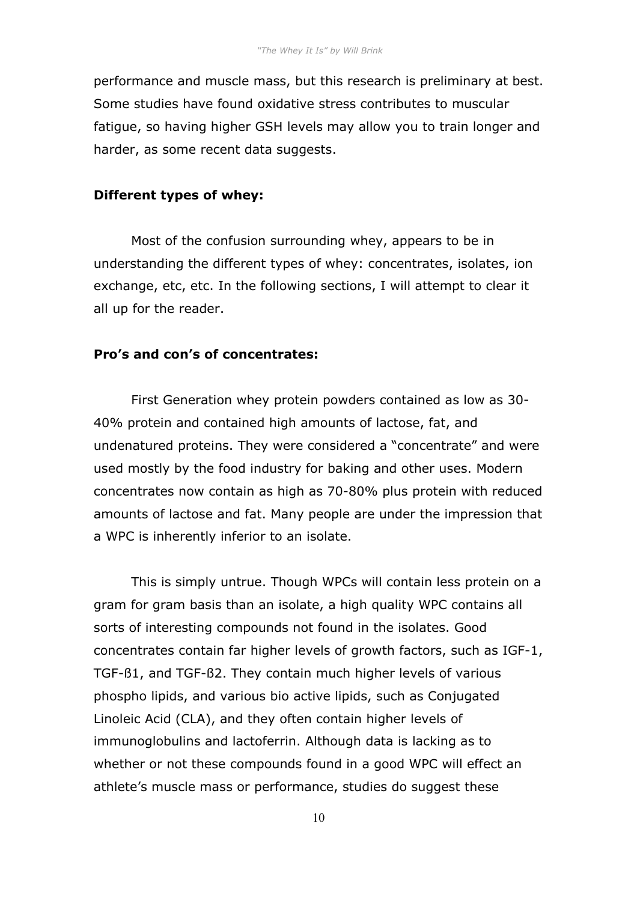performance and muscle mass, but this research is preliminary at best. Some studies have found oxidative stress contributes to muscular fatigue, so having higher GSH levels may allow you to train longer and harder, as some recent data suggests.

**Different types of whey:**

Most of the confusion surrounding whey, appears to be in understanding the different types of whey: concentrates, isolates, ion exchange, etc, etc. In the following sections, I will attempt to clear it all up for the reader.

**Pro's and con's of concentrates:**

First Generation whey protein powders contained as low as 30-40% protein and contained high amounts of lactose, fat, and undenatured proteins. They were considered a "concentrate" and were used mostly by the food industry for baking and other uses. Modern concentrates now contain as high as 70-80% plus protein with reduced amounts of lactose and fat. Many people are under the impression that a WPC is inherently inferior to an isolate.

This is simply untrue. Though WPCs will contain less protein on a gram for gram basis than an isolate, a high quality WPC contains all sorts of interesting compounds not found in the isolates. Good concentrates contain far higher levels of growth factors, such as IGF-1, TGF-ß1, and TGF-ß2. They contain much higher levels of various phospho lipids, and various bio active lipids, such as Conjugated Linoleic Acid (CLA), and they often contain higher levels of immunoglobulins and lactoferrin. Although data is lacking as to whether or not these compounds found in a good WPC will effect an athlete's muscle mass or performance, studies do suggest these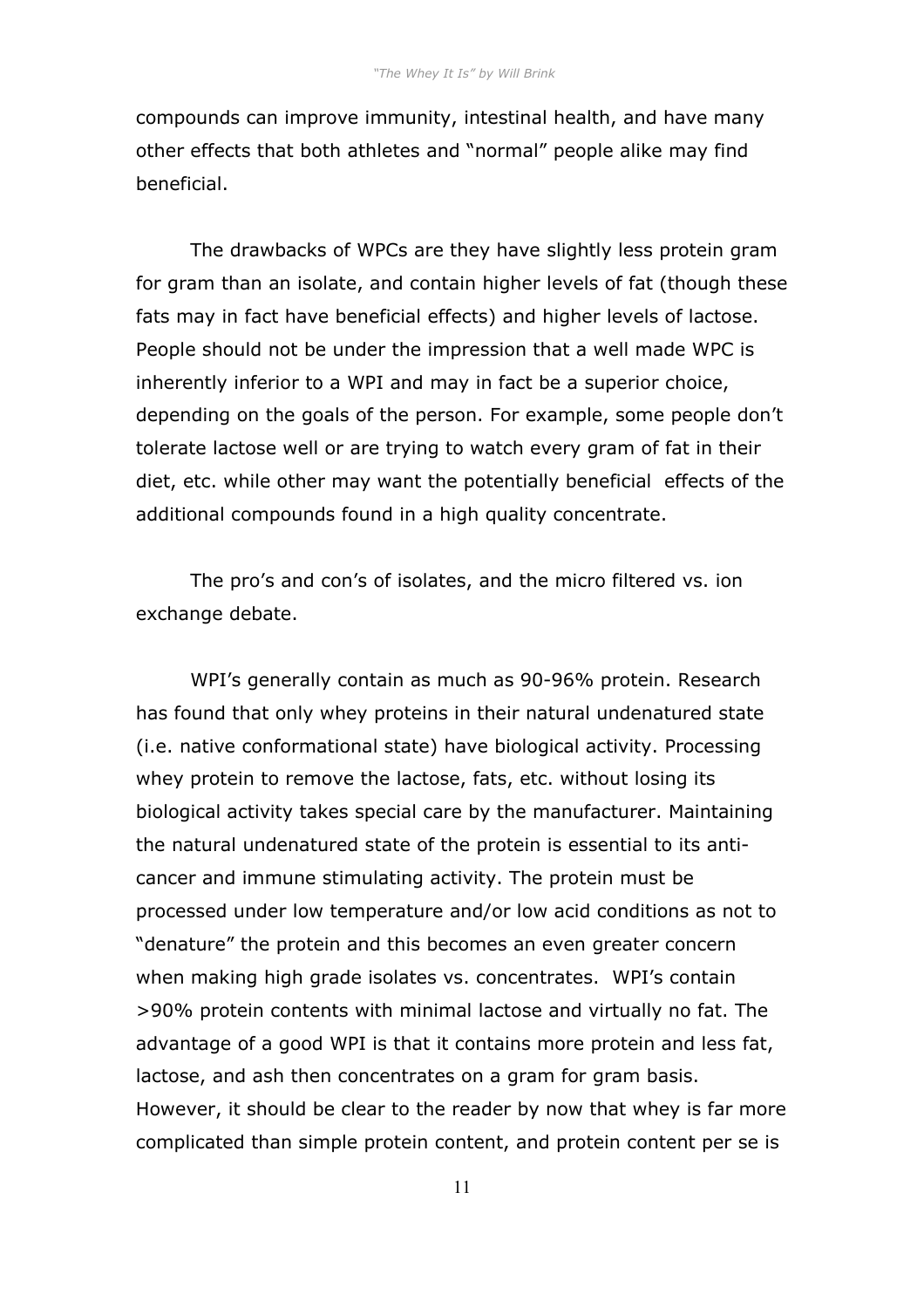compounds can improve immunity, intestinal health, and have many other effects that both athletes and "normal" people alike may find beneficial.

The drawbacks of WPCs are they have slightly less protein gram for gram than an isolate, and contain higher levels of fat (though these fats may in fact have beneficial effects) and higher levels of lactose. People should not be under the impression that a well made WPC is inherently inferior to a WPI and may in fact be a superior choice, depending on the goals of the person. For example, some people don't tolerate lactose well or are trying to watch every gram of fat in their diet, etc. while other may want the potentially beneficial effects of the additional compounds found in a high quality concentrate.

The pro's and con's of isolates, and the micro filtered vs. ion exchange debate.

WPI's generally contain as much as 90-96% protein. Research has found that only whey proteins in their natural undenatured state (i.e. native conformational state) have biological activity. Processing whey protein to remove the lactose, fats, etc. without losing its biological activity takes special care by the manufacturer. Maintaining the natural undenatured state of the protein is essential to its anti-cancer and immune stimulating activity. The protein must be processed under low temperature and/or low acid conditions as not to "denature" the protein and this becomes an even greater concern when making high grade isolates vs. concentrates. WPI's contain >90% protein contents with minimal lactose and virtually no fat. The advantage of a good WPI is that it contains more protein and less fat, lactose, and ash then concentrates on a gram for gram basis. However, it should be clear to the reader by now that whey is far more complicated than simple protein content, and protein content per se is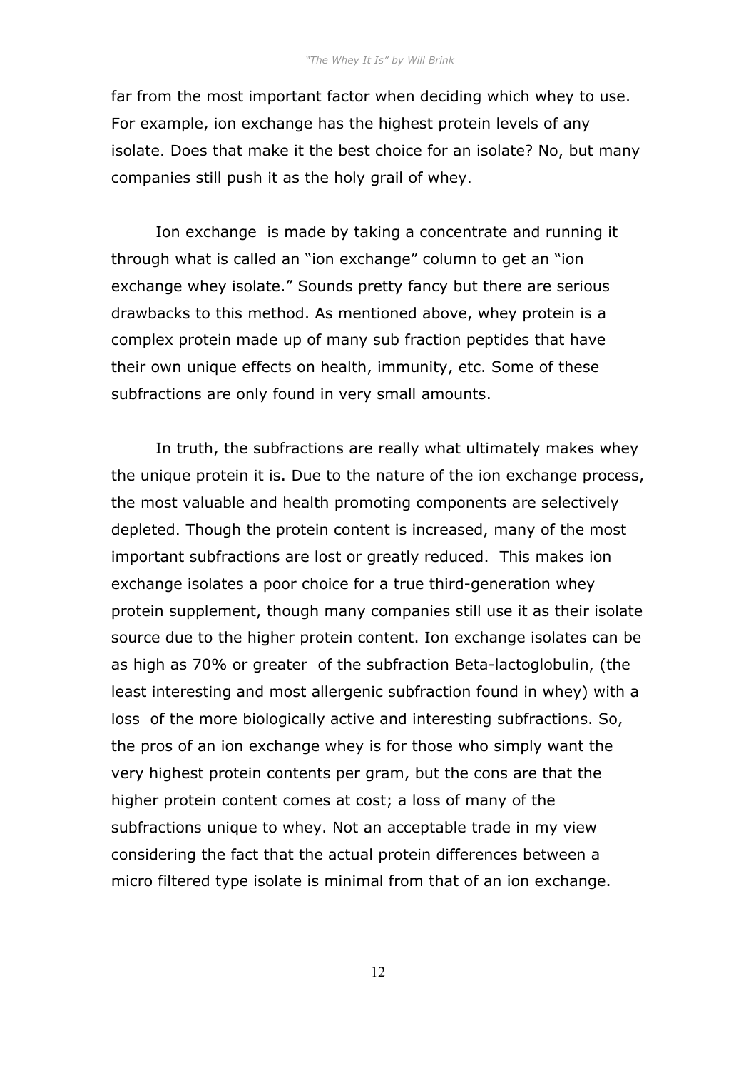far from the most important factor when deciding which whey to use. For example, ion exchange has the highest protein levels of any isolate. Does that make it the best choice for an isolate? No, but many companies still push it as the holy grail of whey.

Ion exchange is made by taking a concentrate and running it through what is called an "ion exchange" column to get an "ion exchange whey isolate." Sounds pretty fancy but there are serious drawbacks to this method. As mentioned above, whey protein is a complex protein made up of many sub fraction peptides that have their own unique effects on health, immunity, etc. Some of these subfractions are only found in very small amounts.

In truth, the subfractions are really what ultimately makes whey the unique protein it is. Due to the nature of the ion exchange process, the most valuable and health promoting components are selectively depleted. Though the protein content is increased, many of the most important subfractions are lost or greatly reduced. This makes ion exchange isolates a poor choice for a true third-generation whey protein supplement, though many companies still use it as their isolate source due to the higher protein content. Ion exchange isolates can be as high as 70% or greater of the subfraction Beta-lactoglobulin, (the least interesting and most allergenic subfraction found in whey) with a loss of the more biologically active and interesting subfractions. So, the pros of an ion exchange whey is for those who simply want the very highest protein contents per gram, but the cons are that the higher protein content comes at cost; a loss of many of the subfractions unique to whey. Not an acceptable trade in my view considering the fact that the actual protein differences between a micro filtered type isolate is minimal from that of an ion exchange.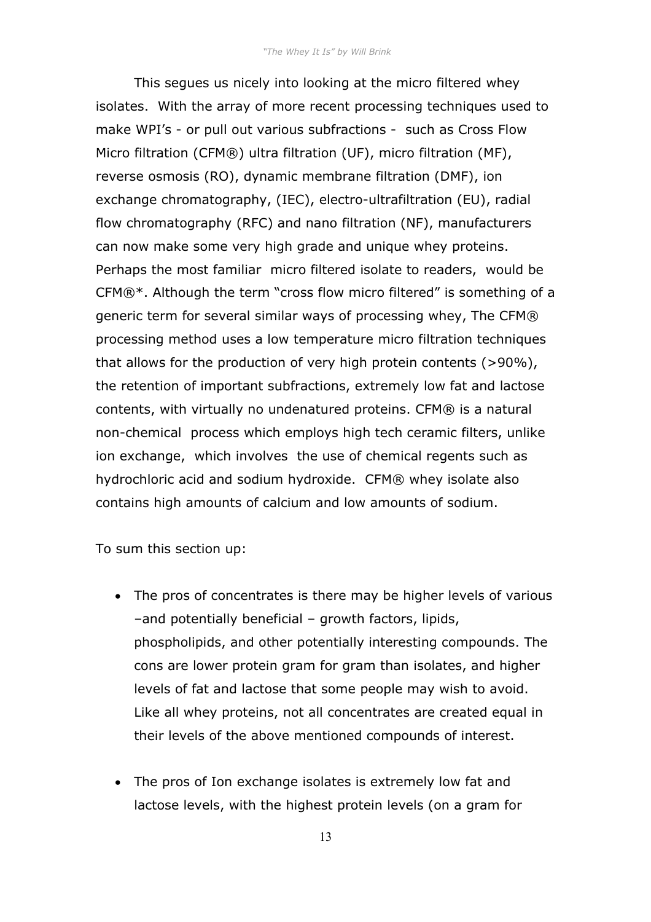This segues us nicely into looking at the micro filtered whey isolates. With the array of more recent processing techniques used to make WPI's - or pull out various subfractions - such as Cross Flow Micro filtration (CFM®) ultra filtration (UF), micro filtration (MF), reverse osmosis (RO), dynamic membrane filtration (DMF), ion exchange chromatography, (IEC), electro-ultrafiltration (EU), radial flow chromatography (RFC) and nano filtration (NF), manufacturers can now make some very high grade and unique whey proteins. Perhaps the most familiar micro filtered isolate to readers, would be CFM®*. Although the term "cross flow micro filtered" is something of a generic term for several similar ways of processing whey, The CFM® processing method uses a low temperature micro filtration techniques that allows for the production of very high protein contents (>90%), the retention of important subfractions, extremely low fat and lactose contents, with virtually no undenatured proteins. CFM® is a natural non-chemical process which employs high tech ceramic filters, unlike ion exchange, which involves the use of chemical regents such as hydrochloric acid and sodium hydroxide. CFM® whey isolate also contains high amounts of calcium and low amounts of sodium.

To sum this section up:

- The pros of concentrates is there may be higher levels of various –and potentially beneficial – growth factors, lipids, phospholipids, and other potentially interesting compounds. The cons are lower protein gram for gram than isolates, and higher levels of fat and lactose that some people may wish to avoid. Like all whey proteins, not all concentrates are created equal in their levels of the above mentioned compounds of interest.

- The pros of Ion exchange isolates is extremely low fat and lactose levels, with the highest protein levels (on a gram for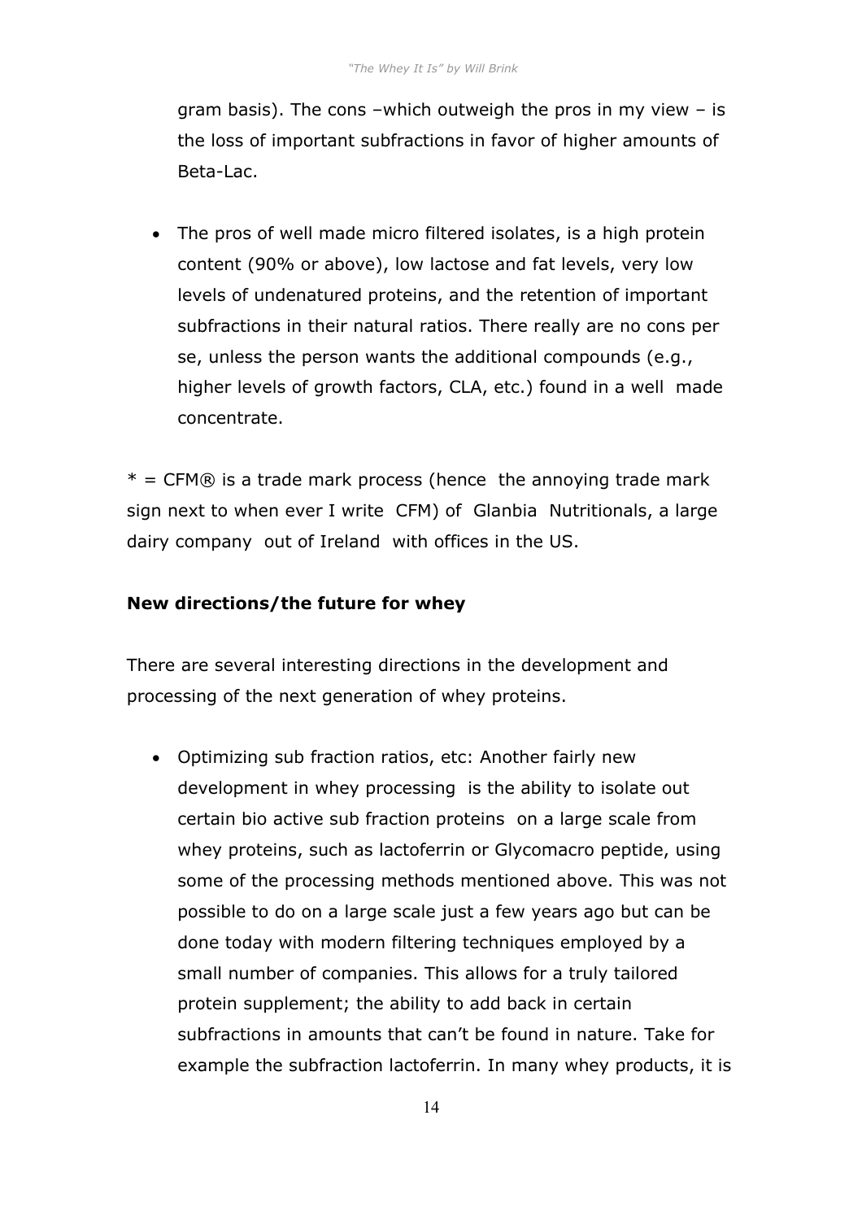gram basis). The cons –which outweigh the pros in my view – is the loss of important subfractions in favor of higher amounts of Beta-Lac.

- The pros of well made micro filtered isolates, is a high protein content (90% or above), low lactose and fat levels, very low levels of undenatured proteins, and the retention of important subfractions in their natural ratios. There really are no cons per se, unless the person wants the additional compounds (e.g., higher levels of growth factors, CLA, etc.) found in a well made concentrate.

* = CFM® is a trade mark process (hence the annoying trade mark sign next to when ever I write CFM) of Glanbia Nutritionals, a large dairy company out of Ireland with offices in the US.

**New directions/the future for whey**

There are several interesting directions in the development and processing of the next generation of whey proteins.

- Optimizing sub fraction ratios, etc: Another fairly new development in whey processing is the ability to isolate out certain bio active sub fraction proteins on a large scale from whey proteins, such as lactoferrin or Glycomacro peptide, using some of the processing methods mentioned above. This was not possible to do on a large scale just a few years ago but can be done today with modern filtering techniques employed by a small number of companies. This allows for a truly tailored protein supplement; the ability to add back in certain subfractions in amounts that can't be found in nature. Take for example the subfraction lactoferrin. In many whey products, it is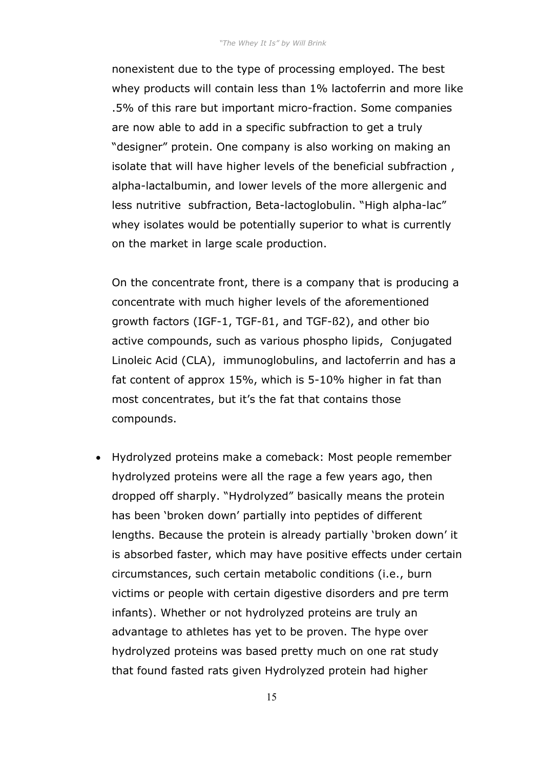nonexistent due to the type of processing employed. The best whey products will contain less than 1% lactoferrin and more like .5% of this rare but important micro-fraction. Some companies are now able to add in a specific subfraction to get a truly "designer" protein. One company is also working on making an isolate that will have higher levels of the beneficial subfraction , alpha-lactalbumin, and lower levels of the more allergenic and less nutritive subfraction, Beta-lactoglobulin. "High alpha-lac" whey isolates would be potentially superior to what is currently on the market in large scale production.

On the concentrate front, there is a company that is producing a concentrate with much higher levels of the aforementioned growth factors (IGF-1, TGF-ß1, and TGF-ß2), and other bio active compounds, such as various phospho lipids, Conjugated Linoleic Acid (CLA), immunoglobulins, and lactoferrin and has a fat content of approx 15%, which is 5-10% higher in fat than most concentrates, but it's the fat that contains those compounds.

- Hydrolyzed proteins make a comeback: Most people remember hydrolyzed proteins were all the rage a few years ago, then dropped off sharply. "Hydrolyzed" basically means the protein has been 'broken down' partially into peptides of different lengths. Because the protein is already partially 'broken down' it is absorbed faster, which may have positive effects under certain circumstances, such certain metabolic conditions (i.e., burn victims or people with certain digestive disorders and pre term infants). Whether or not hydrolyzed proteins are truly an advantage to athletes has yet to be proven. The hype over hydrolyzed proteins was based pretty much on one rat study that found fasted rats given Hydrolyzed protein had higher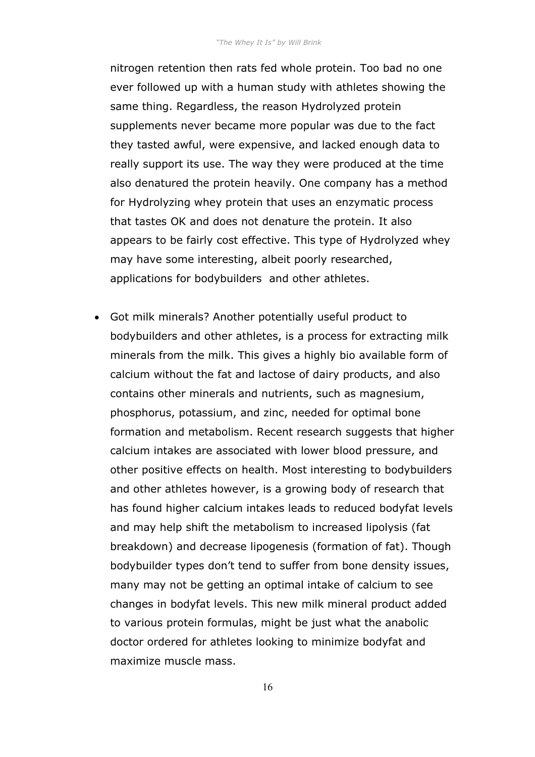nitrogen retention then rats fed whole protein. Too bad no one ever followed up with a human study with athletes showing the same thing. Regardless, the reason Hydrolyzed protein supplements never became more popular was due to the fact they tasted awful, were expensive, and lacked enough data to really support its use. The way they were produced at the time also denatured the protein heavily. One company has a method for Hydrolyzing whey protein that uses an enzymatic process that tastes OK and does not denature the protein. It also appears to be fairly cost effective. This type of Hydrolyzed whey may have some interesting, albeit poorly researched, applications for bodybuilders and other athletes.

- Got milk minerals? Another potentially useful product to bodybuilders and other athletes, is a process for extracting milk minerals from the milk. This gives a highly bio available form of calcium without the fat and lactose of dairy products, and also contains other minerals and nutrients, such as magnesium, phosphorus, potassium, and zinc, needed for optimal bone formation and metabolism. Recent research suggests that higher calcium intakes are associated with lower blood pressure, and other positive effects on health. Most interesting to bodybuilders and other athletes however, is a growing body of research that has found higher calcium intakes leads to reduced bodyfat levels and may help shift the metabolism to increased lipolysis (fat breakdown) and decrease lipogenesis (formation of fat). Though bodybuilder types don't tend to suffer from bone density issues, many may not be getting an optimal intake of calcium to see changes in bodyfat levels. This new milk mineral product added to various protein formulas, might be just what the anabolic doctor ordered for athletes looking to minimize bodyfat and maximize muscle mass.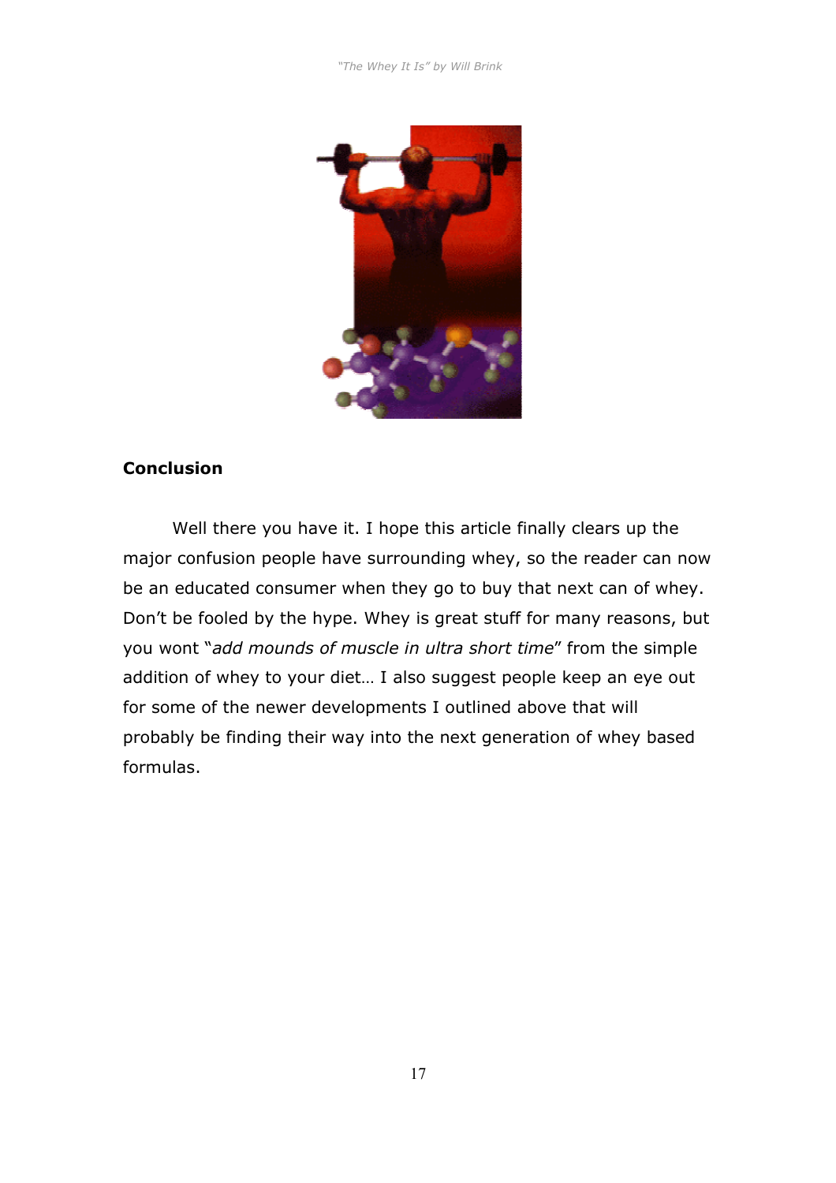## Conclusion

Well there you have it. I hope this article finally clears up the major confusion people have surrounding whey, so the reader can now be an educated consumer when they go to buy that next can of whey. Don't be fooled by the hype. Whey is great stuff for many reasons, but you wont "*add mounds of muscle in ultra short time*" from the simple addition of whey to your diet… I also suggest people keep an eye out for some of the newer developments I outlined above that will probably be finding their way into the next generation of whey based formulas.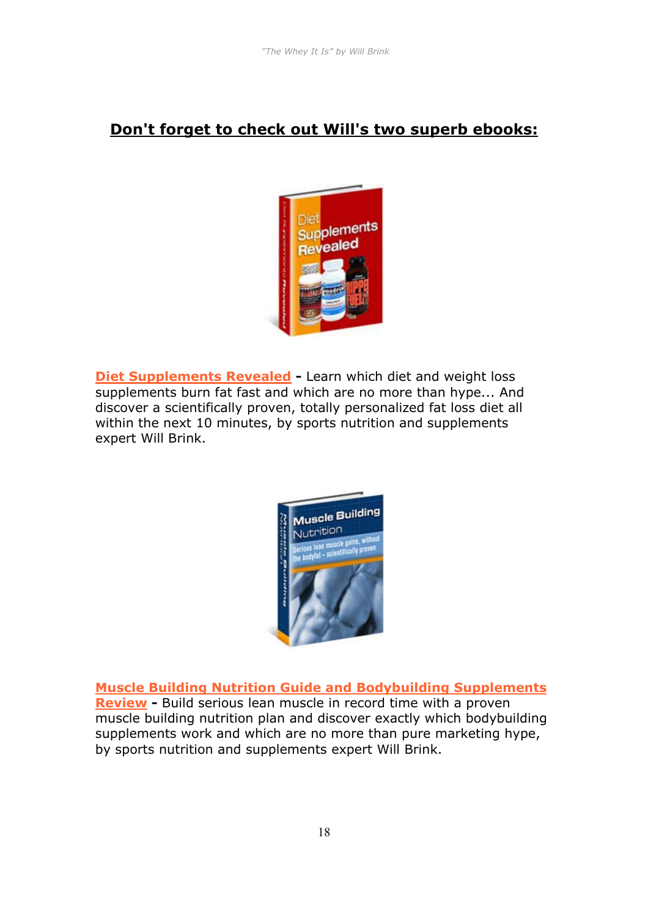## **Don't forget to check out Will's two superb ebooks:**

**Diet Supplements Revealed -** Learn which diet and weight loss supplements burn fat fast and which are no more than hype... And discover a scientifically proven, totally personalized fat loss diet all within the next 10 minutes, by sports nutrition and supplements expert Will Brink.

**Muscle Building Nutrition Guide and Bodybuilding Supplements Review -** Build serious lean muscle in record time with a proven muscle building nutrition plan and discover exactly which bodybuilding supplements work and which are no more than pure marketing hype, by sports nutrition and supplements expert Will Brink.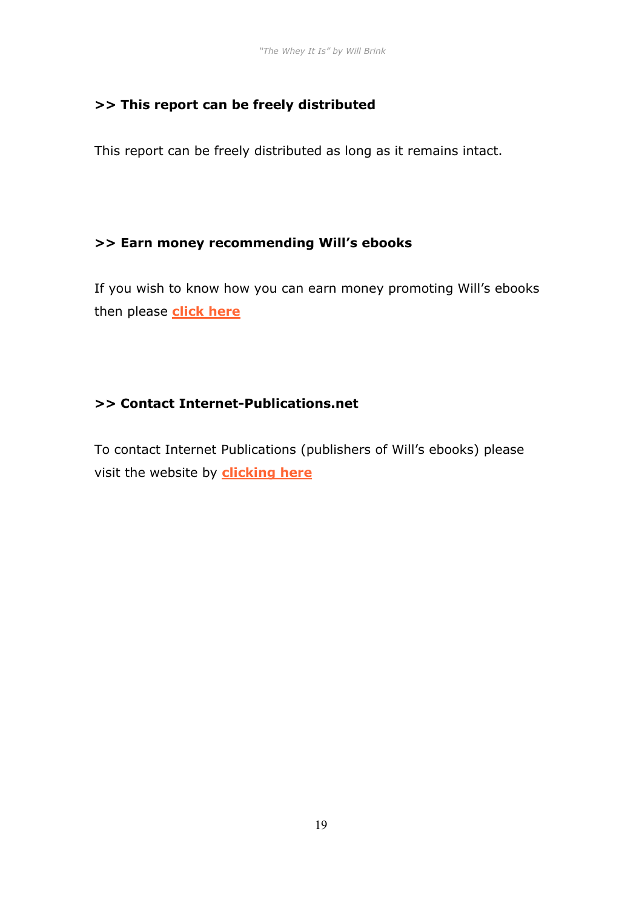## >> This report can be freely distributed

This report can be freely distributed as long as it remains intact.

## >> Earn money recommending Will's ebooks

If you wish to know how you can earn money promoting Will's ebooks then please **click here**

## >> Contact Internet-Publications.net

To contact Internet Publications (publishers of Will's ebooks) please visit the website by **clicking here**